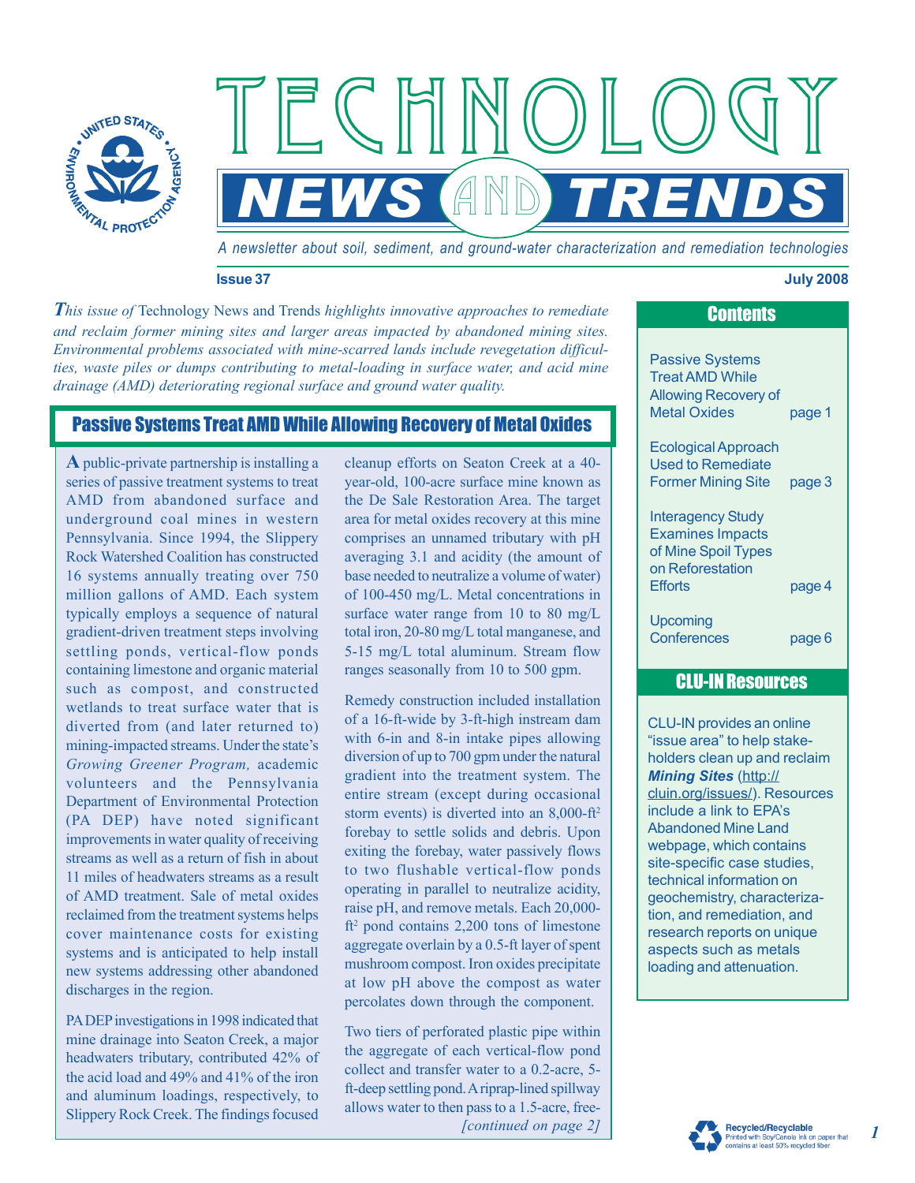# TECHNOLOGY NEWS AND TRENDS

*A newsletter about soil, sediment, and ground-water characterization and remediation technologies*

**Issue 37** **July 2008**

*This issue of* Technology News and Trends *highlights innovative approaches to remediate and reclaim former mining sites and larger areas impacted by abandoned mining sites. Environmental problems associated with mine-scarred lands include revegetation difficulties, waste piles or dumps contributing to metal-loading in surface water, and acid mine drainage (AMD) deteriorating regional surface and ground water quality.*

## Passive Systems Treat AMD While Allowing Recovery of Metal Oxides

A public-private partnership is installing a series of passive treatment systems to treat AMD from abandoned surface and underground coal mines in western Pennsylvania. Since 1994, the Slippery Rock Watershed Coalition has constructed 16 systems annually treating over 750 million gallons of AMD. Each system typically employs a sequence of natural gradient-driven treatment steps involving settling ponds, vertical-flow ponds containing limestone and organic material such as compost, and constructed wetlands to treat surface water that is diverted from (and later returned to) mining-impacted streams. Under the state's *Growing Greener Program,* academic volunteers and the Pennsylvania Department of Environmental Protection (PA DEP) have noted significant improvements in water quality of receiving streams as well as a return of fish in about 11 miles of headwaters streams as a result of AMD treatment. Sale of metal oxides reclaimed from the treatment systems helps cover maintenance costs for existing systems and is anticipated to help install new systems addressing other abandoned discharges in the region.

PA DEP investigations in 1998 indicated that mine drainage into Seaton Creek, a major headwaters tributary, contributed 42% of the acid load and 49% and 41% of the iron and aluminum loadings, respectively, to Slippery Rock Creek. The findings focused cleanup efforts on Seaton Creek at a 40-year-old, 100-acre surface mine known as the De Sale Restoration Area. The target area for metal oxides recovery at this mine comprises an unnamed tributary with pH averaging 3.1 and acidity (the amount of base needed to neutralize a volume of water) of 100-450 mg/L. Metal concentrations in surface water range from 10 to 80 mg/L total iron, 20-80 mg/L total manganese, and 5-15 mg/L total aluminum. Stream flow ranges seasonally from 10 to 500 gpm.

Remedy construction included installation of a 16-ft-wide by 3-ft-high instream dam with 6-in and 8-in intake pipes allowing diversion of up to 700 gpm under the natural gradient into the treatment system. The entire stream (except during occasional storm events) is diverted into an 8,000-ft$^2$ forebay to settle solids and debris. Upon exiting the forebay, water passively flows to two flushable vertical-flow ponds operating in parallel to neutralize acidity, raise pH, and remove metals. Each 20,000-ft$^2$ pond contains 2,200 tons of limestone aggregate overlain by a 0.5-ft layer of spent mushroom compost. Iron oxides precipitate at low pH above the compost as water percolates down through the component.

Two tiers of perforated plastic pipe within the aggregate of each vertical-flow pond collect and transfer water to a 0.2-acre, 5-ft-deep settling pond. A riprap-lined spillway allows water to then pass to a 1.5-acre, free-

*[continued on page 2]*

## Contents

- Passive Systems Treat AMD While Allowing Recovery of Metal Oxides — page 1
- Ecological Approach Used to Remediate Former Mining Site — page 3
- Interagency Study Examines Impacts of Mine Spoil Types on Reforestation Efforts — page 4
- Upcoming Conferences — page 6

## CLU-IN Resources

CLU-IN provides an online "issue area" to help stakeholders clean up and reclaim ***Mining Sites*** (http://cluin.org/issues/). Resources include a link to EPA's Abandoned Mine Land webpage, which contains site-specific case studies, technical information on geochemistry, characterization, and remediation, and research reports on unique aspects such as metals loading and attenuation.

**Recycled/Recyclable** Printed with Soy/Canola ink on paper that contains at least 50% recycled fiber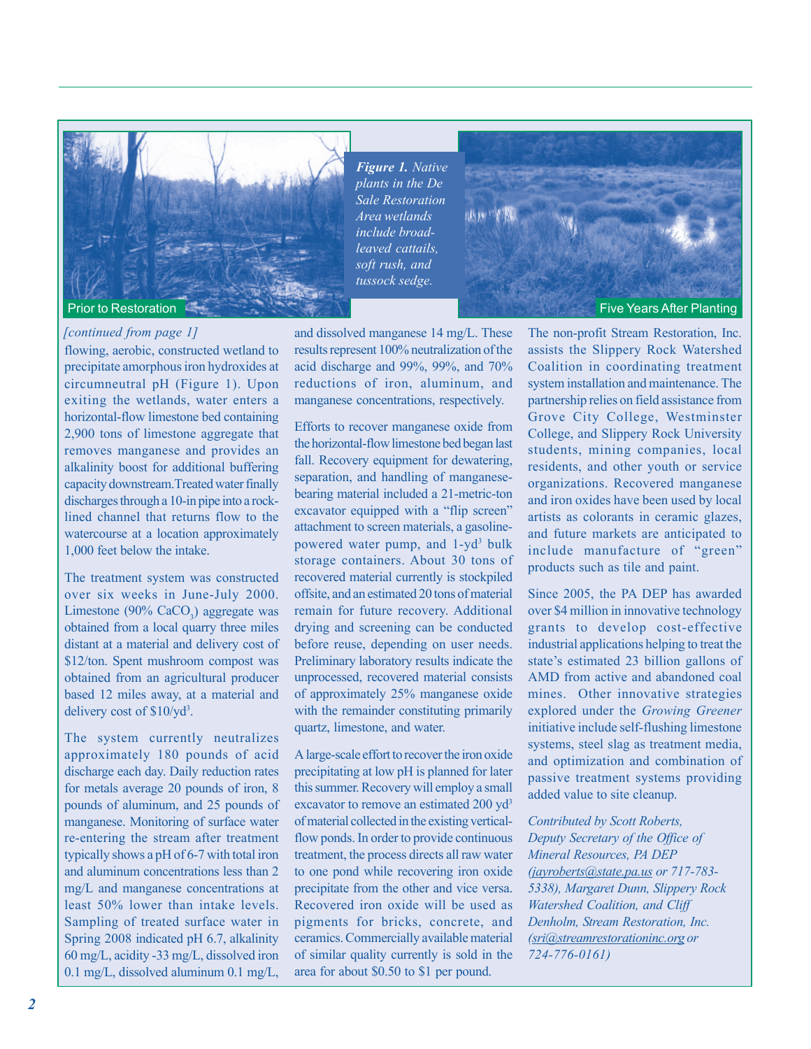Prior to Restoration

*Figure 1. Native plants in the De Sale Restoration Area wetlands include broad-leaved cattails, soft rush, and tussock sedge.*

Five Years After Planting

*[continued from page 1]*
flowing, aerobic, constructed wetland to precipitate amorphous iron hydroxides at circumneutral pH (Figure 1). Upon exiting the wetlands, water enters a horizontal-flow limestone bed containing 2,900 tons of limestone aggregate that removes manganese and provides an alkalinity boost for additional buffering capacity downstream. Treated water finally discharges through a 10-in pipe into a rock-lined channel that returns flow to the watercourse at a location approximately 1,000 feet below the intake.

The treatment system was constructed over six weeks in June-July 2000. Limestone (90% $CaCO_3$) aggregate was obtained from a local quarry three miles distant at a material and delivery cost of \$12/ton. Spent mushroom compost was obtained from an agricultural producer based 12 miles away, at a material and delivery cost of \$10/yd$^3$.

The system currently neutralizes approximately 180 pounds of acid discharge each day. Daily reduction rates for metals average 20 pounds of iron, 8 pounds of aluminum, and 25 pounds of manganese. Monitoring of surface water re-entering the stream after treatment typically shows a pH of 6-7 with total iron and aluminum concentrations less than 2 mg/L and manganese concentrations at least 50% lower than intake levels. Sampling of treated surface water in Spring 2008 indicated pH 6.7, alkalinity 60 mg/L, acidity -33 mg/L, dissolved iron 0.1 mg/L, dissolved aluminum 0.1 mg/L, and dissolved manganese 14 mg/L. These results represent 100% neutralization of the acid discharge and 99%, 99%, and 70% reductions of iron, aluminum, and manganese concentrations, respectively.

Efforts to recover manganese oxide from the horizontal-flow limestone bed began last fall. Recovery equipment for dewatering, separation, and handling of manganese-bearing material included a 21-metric-ton excavator equipped with a "flip screen" attachment to screen materials, a gasoline-powered water pump, and 1-yd$^3$ bulk storage containers. About 30 tons of recovered material currently is stockpiled offsite, and an estimated 20 tons of material remain for future recovery. Additional drying and screening can be conducted before reuse, depending on user needs. Preliminary laboratory results indicate the unprocessed, recovered material consists of approximately 25% manganese oxide with the remainder constituting primarily quartz, limestone, and water.

A large-scale effort to recover the iron oxide precipitating at low pH is planned for later this summer. Recovery will employ a small excavator to remove an estimated 200 yd$^3$ of material collected in the existing vertical-flow ponds. In order to provide continuous treatment, the process directs all raw water to one pond while recovering iron oxide precipitate from the other and vice versa. Recovered iron oxide will be used as pigments for bricks, concrete, and ceramics. Commercially available material of similar quality currently is sold in the area for about \$0.50 to \$1 per pound.

The non-profit Stream Restoration, Inc. assists the Slippery Rock Watershed Coalition in coordinating treatment system installation and maintenance. The partnership relies on field assistance from Grove City College, Westminster College, and Slippery Rock University students, mining companies, local residents, and other youth or service organizations. Recovered manganese and iron oxides have been used by local artists as colorants in ceramic glazes, and future markets are anticipated to include manufacture of "green" products such as tile and paint.

Since 2005, the PA DEP has awarded over \$4 million in innovative technology grants to develop cost-effective industrial applications helping to treat the state's estimated 23 billion gallons of AMD from active and abandoned coal mines. Other innovative strategies explored under the *Growing Greener* initiative include self-flushing limestone systems, steel slag as treatment media, and optimization and combination of passive treatment systems providing added value to site cleanup.

*Contributed by Scott Roberts, Deputy Secretary of the Office of Mineral Resources, PA DEP (jayroberts@state.pa.us or 717-783-5338), Margaret Dunn, Slippery Rock Watershed Coalition, and Cliff Denholm, Stream Restoration, Inc. (sri@streamrestorationinc.org or 724-776-0161)*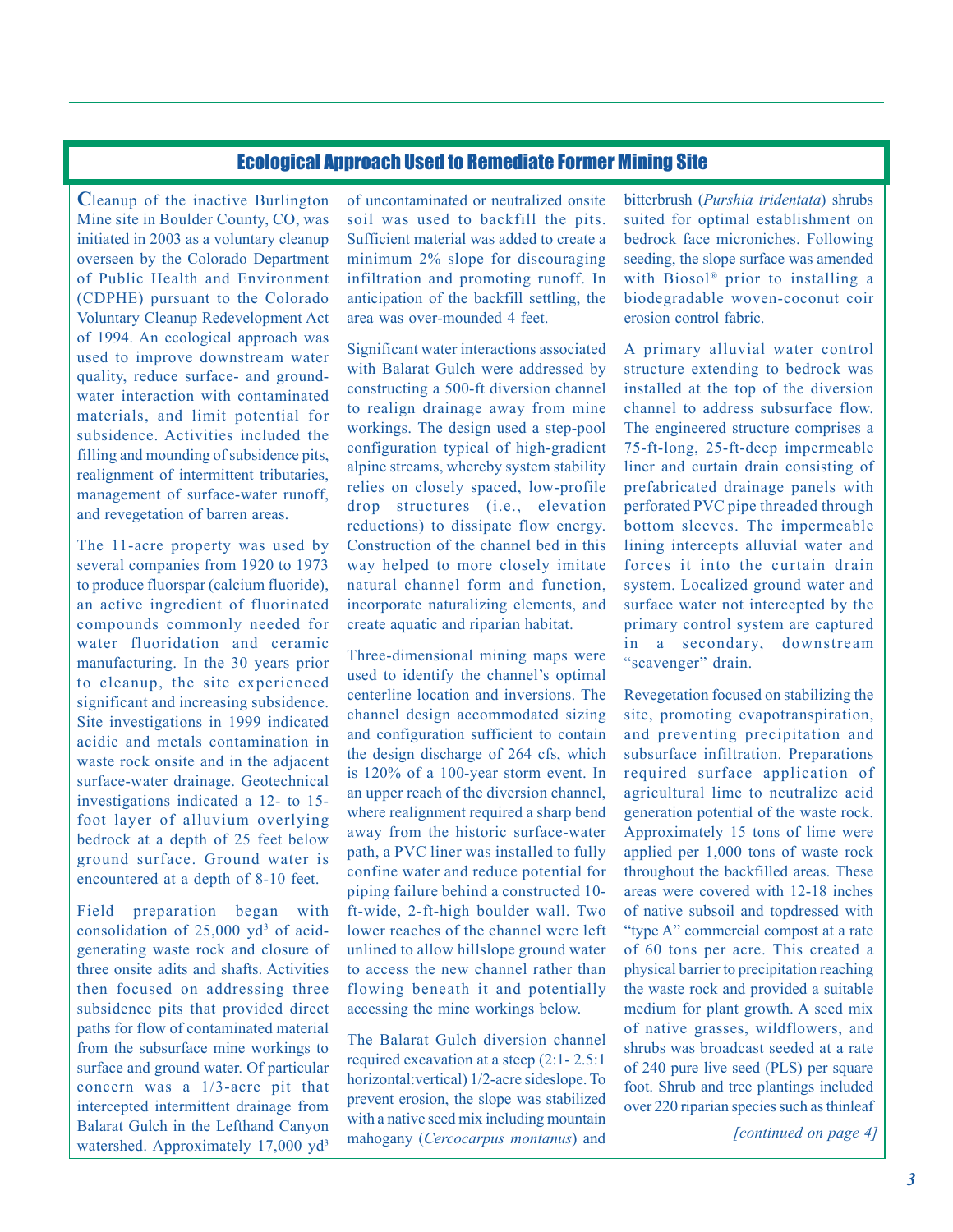## Ecological Approach Used to Remediate Former Mining Site

Cleanup of the inactive Burlington Mine site in Boulder County, CO, was initiated in 2003 as a voluntary cleanup overseen by the Colorado Department of Public Health and Environment (CDPHE) pursuant to the Colorado Voluntary Cleanup Redevelopment Act of 1994. An ecological approach was used to improve downstream water quality, reduce surface- and ground-water interaction with contaminated materials, and limit potential for subsidence. Activities included the filling and mounding of subsidence pits, realignment of intermittent tributaries, management of surface-water runoff, and revegetation of barren areas.

The 11-acre property was used by several companies from 1920 to 1973 to produce fluorspar (calcium fluoride), an active ingredient of fluorinated compounds commonly needed for water fluoridation and ceramic manufacturing. In the 30 years prior to cleanup, the site experienced significant and increasing subsidence. Site investigations in 1999 indicated acidic and metals contamination in waste rock onsite and in the adjacent surface-water drainage. Geotechnical investigations indicated a 12- to 15-foot layer of alluvium overlying bedrock at a depth of 25 feet below ground surface. Ground water is encountered at a depth of 8-10 feet.

Field preparation began with consolidation of 25,000 $yd^3$ of acid-generating waste rock and closure of three onsite adits and shafts. Activities then focused on addressing three subsidence pits that provided direct paths for flow of contaminated material from the subsurface mine workings to surface and ground water. Of particular concern was a 1/3-acre pit that intercepted intermittent drainage from Balarat Gulch in the Lefthand Canyon watershed. Approximately 17,000 $yd^3$ of uncontaminated or neutralized onsite soil was used to backfill the pits. Sufficient material was added to create a minimum 2% slope for discouraging infiltration and promoting runoff. In anticipation of the backfill settling, the area was over-mounded 4 feet.

Significant water interactions associated with Balarat Gulch were addressed by constructing a 500-ft diversion channel to realign drainage away from mine workings. The design used a step-pool configuration typical of high-gradient alpine streams, whereby system stability relies on closely spaced, low-profile drop structures (i.e., elevation reductions) to dissipate flow energy. Construction of the channel bed in this way helped to more closely imitate natural channel form and function, incorporate naturalizing elements, and create aquatic and riparian habitat.

Three-dimensional mining maps were used to identify the channel's optimal centerline location and inversions. The channel design accommodated sizing and configuration sufficient to contain the design discharge of 264 cfs, which is 120% of a 100-year storm event. In an upper reach of the diversion channel, where realignment required a sharp bend away from the historic surface-water path, a PVC liner was installed to fully confine water and reduce potential for piping failure behind a constructed 10-ft-wide, 2-ft-high boulder wall. Two lower reaches of the channel were left unlined to allow hillslope ground water to access the new channel rather than flowing beneath it and potentially accessing the mine workings below.

The Balarat Gulch diversion channel required excavation at a steep (2:1- 2.5:1 horizontal:vertical) 1/2-acre sideslope. To prevent erosion, the slope was stabilized with a native seed mix including mountain mahogany (*Cercocarpus montanus*) and bitterbrush (*Purshia tridentata*) shrubs suited for optimal establishment on bedrock face microniches. Following seeding, the slope surface was amended with Biosol® prior to installing a biodegradable woven-coconut coir erosion control fabric.

A primary alluvial water control structure extending to bedrock was installed at the top of the diversion channel to address subsurface flow. The engineered structure comprises a 75-ft-long, 25-ft-deep impermeable liner and curtain drain consisting of prefabricated drainage panels with perforated PVC pipe threaded through bottom sleeves. The impermeable lining intercepts alluvial water and forces it into the curtain drain system. Localized ground water and surface water not intercepted by the primary control system are captured in a secondary, downstream "scavenger" drain.

Revegetation focused on stabilizing the site, promoting evapotranspiration, and preventing precipitation and subsurface infiltration. Preparations required surface application of agricultural lime to neutralize acid generation potential of the waste rock. Approximately 15 tons of lime were applied per 1,000 tons of waste rock throughout the backfilled areas. These areas were covered with 12-18 inches of native subsoil and topdressed with "type A" commercial compost at a rate of 60 tons per acre. This created a physical barrier to precipitation reaching the waste rock and provided a suitable medium for plant growth. A seed mix of native grasses, wildflowers, and shrubs was broadcast seeded at a rate of 240 pure live seed (PLS) per square foot. Shrub and tree plantings included over 220 riparian species such as thinleaf

*[continued on page 4]*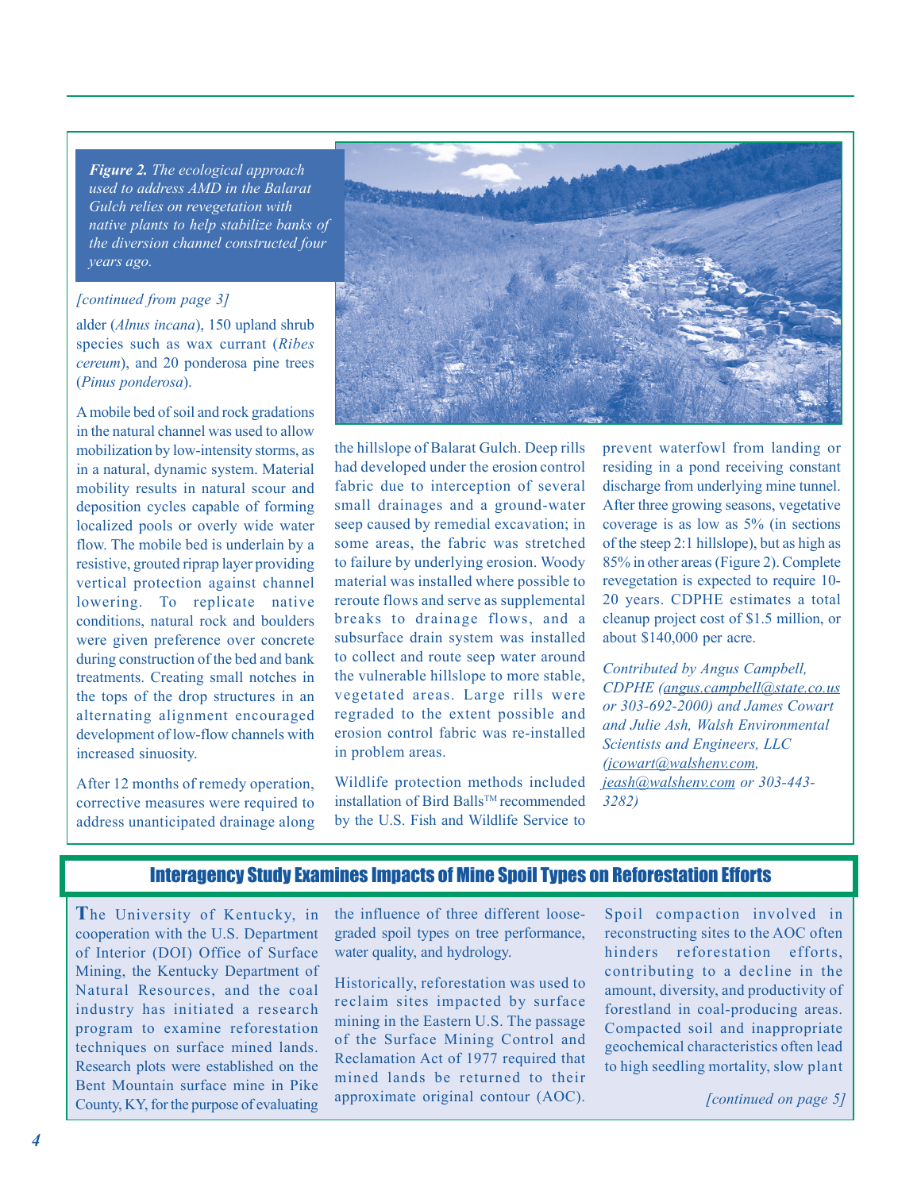***Figure 2.*** *The ecological approach used to address AMD in the Balarat Gulch relies on revegetation with native plants to help stabilize banks of the diversion channel constructed four years ago.*

*[continued from page 3]*

alder (*Alnus incana*), 150 upland shrub species such as wax currant (*Ribes cereum*), and 20 ponderosa pine trees (*Pinus ponderosa*).

A mobile bed of soil and rock gradations in the natural channel was used to allow mobilization by low-intensity storms, as in a natural, dynamic system. Material mobility results in natural scour and deposition cycles capable of forming localized pools or overly wide water flow. The mobile bed is underlain by a resistive, grouted riprap layer providing vertical protection against channel lowering. To replicate native conditions, natural rock and boulders were given preference over concrete during construction of the bed and bank treatments. Creating small notches in the tops of the drop structures in an alternating alignment encouraged development of low-flow channels with increased sinuosity.

After 12 months of remedy operation, corrective measures were required to address unanticipated drainage along the hillslope of Balarat Gulch. Deep rills had developed under the erosion control fabric due to interception of several small drainages and a ground-water seep caused by remedial excavation; in some areas, the fabric was stretched to failure by underlying erosion. Woody material was installed where possible to reroute flows and serve as supplemental breaks to drainage flows, and a subsurface drain system was installed to collect and route seep water around the vulnerable hillslope to more stable, vegetated areas. Large rills were regraded to the extent possible and erosion control fabric was re-installed in problem areas.

Wildlife protection methods included installation of Bird Balls™ recommended by the U.S. Fish and Wildlife Service to prevent waterfowl from landing or residing in a pond receiving constant discharge from underlying mine tunnel. After three growing seasons, vegetative coverage is as low as 5% (in sections of the steep 2:1 hillslope), but as high as 85% in other areas (Figure 2). Complete revegetation is expected to require 10-20 years. CDPHE estimates a total cleanup project cost of $1.5 million, or about $140,000 per acre.

*Contributed by Angus Campbell, CDPHE (angus.campbell@state.co.us or 303-692-2000) and James Cowart and Julie Ash, Walsh Environmental Scientists and Engineers, LLC (jcowart@walshenv.com, jeash@walshenv.com or 303-443-3282)*

## Interagency Study Examines Impacts of Mine Spoil Types on Reforestation Efforts

The University of Kentucky, in cooperation with the U.S. Department of Interior (DOI) Office of Surface Mining, the Kentucky Department of Natural Resources, and the coal industry has initiated a research program to examine reforestation techniques on surface mined lands. Research plots were established on the Bent Mountain surface mine in Pike County, KY, for the purpose of evaluating the influence of three different loose-graded spoil types on tree performance, water quality, and hydrology.

Historically, reforestation was used to reclaim sites impacted by surface mining in the Eastern U.S. The passage of the Surface Mining Control and Reclamation Act of 1977 required that mined lands be returned to their approximate original contour (AOC). Spoil compaction involved in reconstructing sites to the AOC often hinders reforestation efforts, contributing to a decline in the amount, diversity, and productivity of forestland in coal-producing areas. Compacted soil and inappropriate geochemical characteristics often lead to high seedling mortality, slow plant

*[continued on page 5]*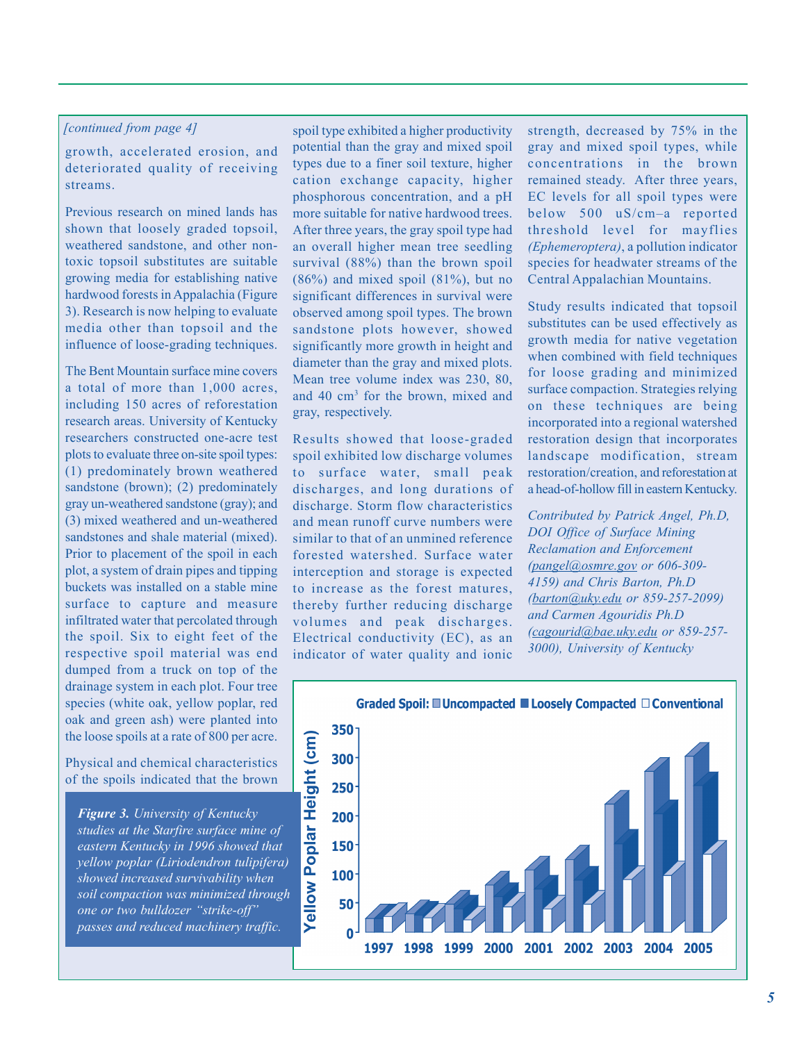*[continued from page 4]*

growth, accelerated erosion, and deteriorated quality of receiving streams.

Previous research on mined lands has shown that loosely graded topsoil, weathered sandstone, and other non-toxic topsoil substitutes are suitable growing media for establishing native hardwood forests in Appalachia (Figure 3). Research is now helping to evaluate media other than topsoil and the influence of loose-grading techniques.

The Bent Mountain surface mine covers a total of more than 1,000 acres, including 150 acres of reforestation research areas. University of Kentucky researchers constructed one-acre test plots to evaluate three on-site spoil types: (1) predominately brown weathered sandstone (brown); (2) predominately gray un-weathered sandstone (gray); and (3) mixed weathered and un-weathered sandstones and shale material (mixed). Prior to placement of the spoil in each plot, a system of drain pipes and tipping buckets was installed on a stable mine surface to capture and measure infiltrated water that percolated through the spoil. Six to eight feet of the respective spoil material was end dumped from a truck on top of the drainage system in each plot. Four tree species (white oak, yellow poplar, red oak and green ash) were planted into the loose spoils at a rate of 800 per acre.

Physical and chemical characteristics of the spoils indicated that the brown spoil type exhibited a higher productivity potential than the gray and mixed spoil types due to a finer soil texture, higher cation exchange capacity, higher phosphorous concentration, and a pH more suitable for native hardwood trees. After three years, the gray spoil type had an overall higher mean tree seedling survival (88%) than the brown spoil (86%) and mixed spoil (81%), but no significant differences in survival were observed among spoil types. The brown sandstone plots however, showed significantly more growth in height and diameter than the gray and mixed plots. Mean tree volume index was 230, 80, and 40 $cm^3$ for the brown, mixed and gray, respectively.

Results showed that loose-graded spoil exhibited low discharge volumes to surface water, small peak discharges, and long durations of discharge. Storm flow characteristics and mean runoff curve numbers were similar to that of an unmined reference forested watershed. Surface water interception and storage is expected to increase as the forest matures, thereby further reducing discharge volumes and peak discharges. Electrical conductivity (EC), as an indicator of water quality and ionic strength, decreased by 75% in the gray and mixed spoil types, while concentrations in the brown remained steady. After three years, EC levels for all spoil types were below 500 uS/cm–a reported threshold level for mayflies *(Ephemeroptera)*, a pollution indicator species for headwater streams of the Central Appalachian Mountains.

Study results indicated that topsoil substitutes can be used effectively as growth media for native vegetation when combined with field techniques for loose grading and minimized surface compaction. Strategies relying on these techniques are being incorporated into a regional watershed restoration design that incorporates landscape modification, stream restoration/creation, and reforestation at a head-of-hollow fill in eastern Kentucky.

*Contributed by Patrick Angel, Ph.D, DOI Office of Surface Mining Reclamation and Enforcement (pangel@osmre.gov or 606-309-4159) and Chris Barton, Ph.D (barton@uky.edu or 859-257-2099) and Carmen Agouridis Ph.D (cagourid@bae.uky.edu or 859-257-3000), University of Kentucky*

***Figure 3.*** *University of Kentucky studies at the Starfire surface mine of eastern Kentucky in 1996 showed that yellow poplar (Liriodendron tulipifera) showed increased survivability when soil compaction was minimized through one or two bulldozer "strike-off" passes and reduced machinery traffic.*

**Graded Spoil:** Uncompacted, Loosely Compacted, Conventional

Yellow Poplar Height (cm) — 1997, 1998, 1999, 2000, 2001, 2002, 2003, 2004, 2005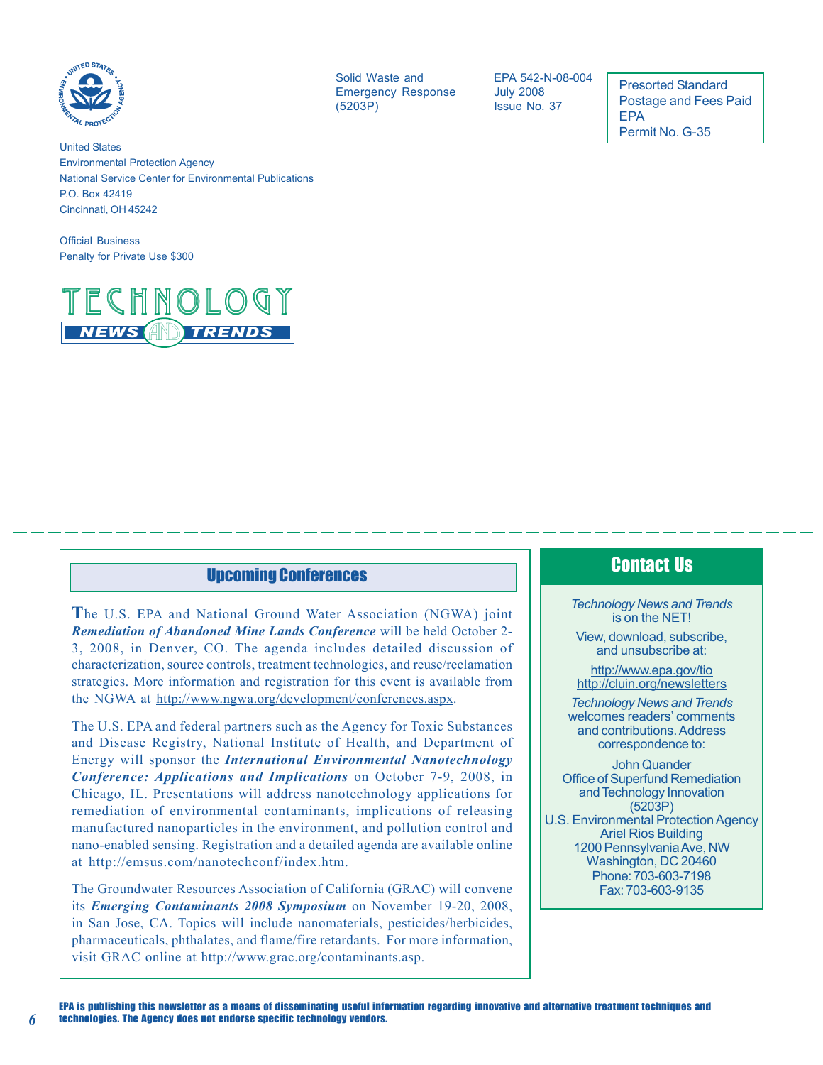United States
Environmental Protection Agency
National Service Center for Environmental Publications
P.O. Box 42419
Cincinnati, OH 45242

Official Business
Penalty for Private Use $300

Solid Waste and Emergency Response (5203P)

EPA 542-N-08-004
July 2008
Issue No. 37

Presorted Standard
Postage and Fees Paid
EPA
Permit No. G-35

# TECHNOLOGY NEWS AND TRENDS

## Upcoming Conferences

The U.S. EPA and National Ground Water Association (NGWA) joint ***Remediation of Abandoned Mine Lands Conference*** will be held October 2-3, 2008, in Denver, CO. The agenda includes detailed discussion of characterization, source controls, treatment technologies, and reuse/reclamation strategies. More information and registration for this event is available from the NGWA at http://www.ngwa.org/development/conferences.aspx.

The U.S. EPA and federal partners such as the Agency for Toxic Substances and Disease Registry, National Institute of Health, and Department of Energy will sponsor the ***International Environmental Nanotechnology Conference: Applications and Implications*** on October 7-9, 2008, in Chicago, IL. Presentations will address nanotechnology applications for remediation of environmental contaminants, implications of releasing manufactured nanoparticles in the environment, and pollution control and nano-enabled sensing. Registration and a detailed agenda are available online at http://emsus.com/nanotechconf/index.htm.

The Groundwater Resources Association of California (GRAC) will convene its ***Emerging Contaminants 2008 Symposium*** on November 19-20, 2008, in San Jose, CA. Topics will include nanomaterials, pesticides/herbicides, pharmaceuticals, phthalates, and flame/fire retardants. For more information, visit GRAC online at http://www.grac.org/contaminants.asp.

## Contact Us

*Technology News and Trends* is on the NET!

View, download, subscribe, and unsubscribe at:

http://www.epa.gov/tio
http://cluin.org/newsletters

*Technology News and Trends* welcomes readers' comments and contributions. Address correspondence to:

John Quander
Office of Superfund Remediation and Technology Innovation
(5203P)
U.S. Environmental Protection Agency
Ariel Rios Building
1200 Pennsylvania Ave, NW
Washington, DC 20460
Phone: 703-603-7198
Fax: 703-603-9135

**EPA is publishing this newsletter as a means of disseminating useful information regarding innovative and alternative treatment techniques and technologies. The Agency does not endorse specific technology vendors.**